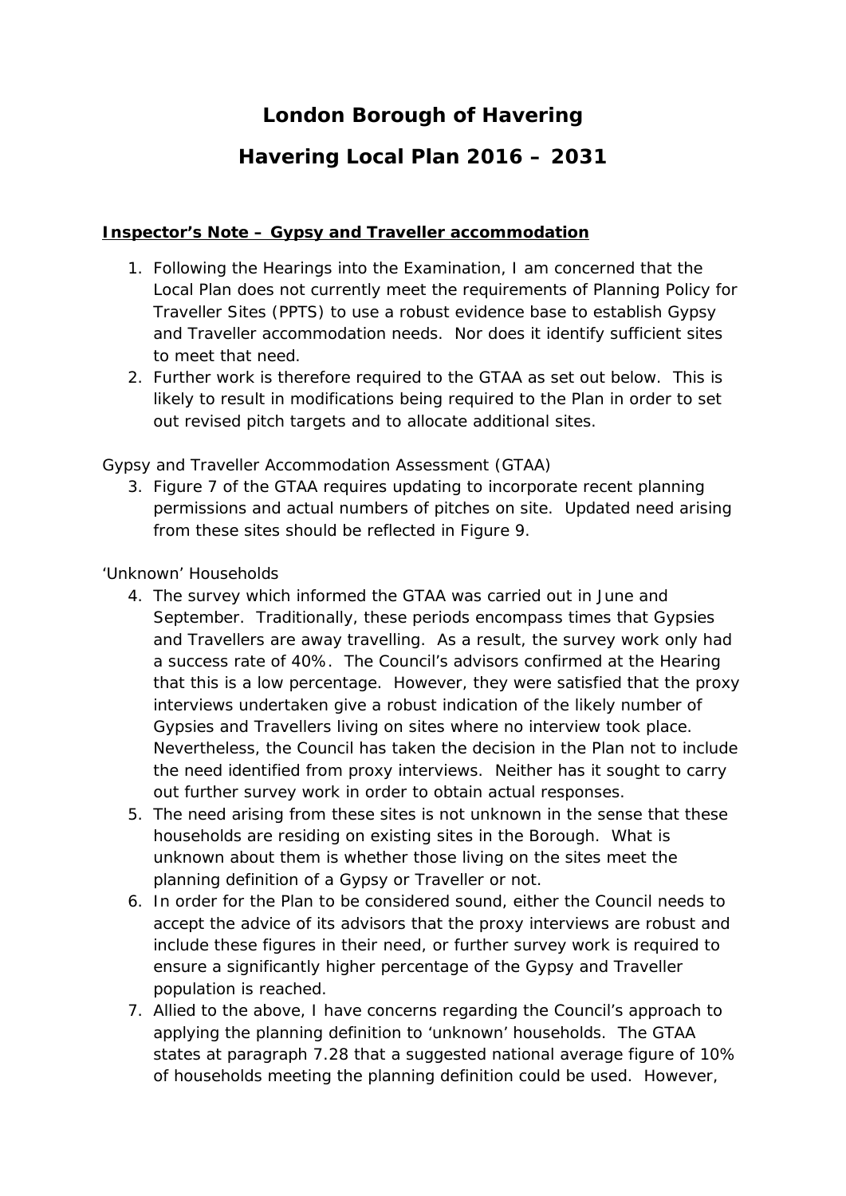# London Borough of Havering

# Havering Local Plan 2016 – 2031

**<u>Inspector's Note – Gypsy and Traveller accommodation</u>**

1. Following the Hearings into the Examination, I am concerned that the Local Plan does not currently meet the requirements of Planning Policy for Traveller Sites (PPTS) to use a robust evidence base to establish Gypsy and Traveller accommodation needs. Nor does it identify sufficient sites to meet that need.
2. Further work is therefore required to the GTAA as set out below. This is likely to result in modifications being required to the Plan in order to set out revised pitch targets and to allocate additional sites.

Gypsy and Traveller Accommodation Assessment (GTAA)

3. Figure 7 of the GTAA requires updating to incorporate recent planning permissions and actual numbers of pitches on site. Updated need arising from these sites should be reflected in Figure 9.

'Unknown' Households

4. The survey which informed the GTAA was carried out in June and September. Traditionally, these periods encompass times that Gypsies and Travellers are away travelling. As a result, the survey work only had a success rate of 40%. The Council's advisors confirmed at the Hearing that this is a low percentage. However, they were satisfied that the proxy interviews undertaken give a robust indication of the likely number of Gypsies and Travellers living on sites where no interview took place. Nevertheless, the Council has taken the decision in the Plan not to include the need identified from proxy interviews. Neither has it sought to carry out further survey work in order to obtain actual responses.
5. The need arising from these sites is not unknown in the sense that these households are residing on existing sites in the Borough. What is unknown about them is whether those living on the sites meet the planning definition of a Gypsy or Traveller or not.
6. In order for the Plan to be considered sound, either the Council needs to accept the advice of its advisors that the proxy interviews are robust and include these figures in their need, or further survey work is required to ensure a significantly higher percentage of the Gypsy and Traveller population is reached.
7. Allied to the above, I have concerns regarding the Council's approach to applying the planning definition to 'unknown' households. The GTAA states at paragraph 7.28 that a suggested national average figure of 10% of households meeting the planning definition could be used. However,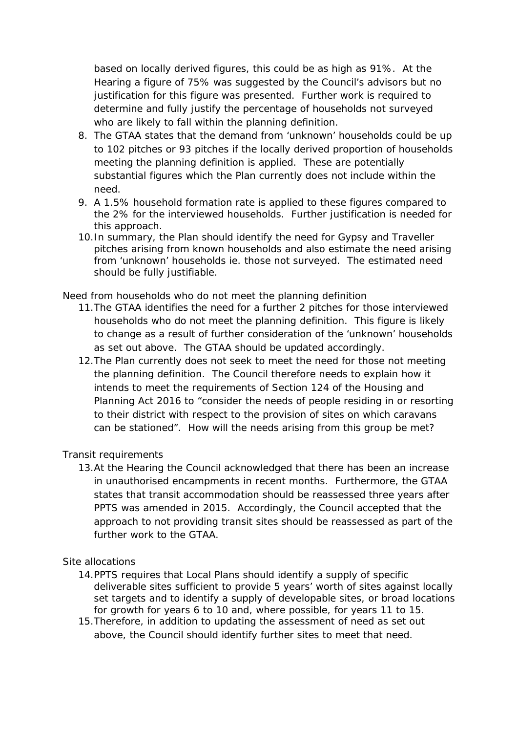based on locally derived figures, this could be as high as 91%. At the Hearing a figure of 75% was suggested by the Council's advisors but no justification for this figure was presented. Further work is required to determine and fully justify the percentage of households not surveyed who are likely to fall within the planning definition.

8. The GTAA states that the demand from 'unknown' households could be up to 102 pitches or 93 pitches if the locally derived proportion of households meeting the planning definition is applied. These are potentially substantial figures which the Plan currently does not include within the need.
9. A 1.5% household formation rate is applied to these figures compared to the 2% for the interviewed households. Further justification is needed for this approach.
10. In summary, the Plan should identify the need for Gypsy and Traveller pitches arising from known households and also estimate the need arising from 'unknown' households ie. those not surveyed. The estimated need should be fully justifiable.

Need from households who do not meet the planning definition

11. The GTAA identifies the need for a further 2 pitches for those interviewed households who do not meet the planning definition. This figure is likely to change as a result of further consideration of the 'unknown' households as set out above. The GTAA should be updated accordingly.
12. The Plan currently does not seek to meet the need for those not meeting the planning definition. The Council therefore needs to explain how it intends to meet the requirements of Section 124 of the Housing and Planning Act 2016 to "consider the needs of people residing in or resorting to their district with respect to the provision of sites on which caravans can be stationed". How will the needs arising from this group be met?

Transit requirements

13. At the Hearing the Council acknowledged that there has been an increase in unauthorised encampments in recent months. Furthermore, the GTAA states that transit accommodation should be reassessed three years after PPTS was amended in 2015. Accordingly, the Council accepted that the approach to not providing transit sites should be reassessed as part of the further work to the GTAA.

Site allocations

14. PPTS requires that Local Plans should identify a supply of specific deliverable sites sufficient to provide 5 years' worth of sites against locally set targets and to identify a supply of developable sites, or broad locations for growth for years 6 to 10 and, where possible, for years 11 to 15.
15. Therefore, in addition to updating the assessment of need as set out above, the Council should identify further sites to meet that need.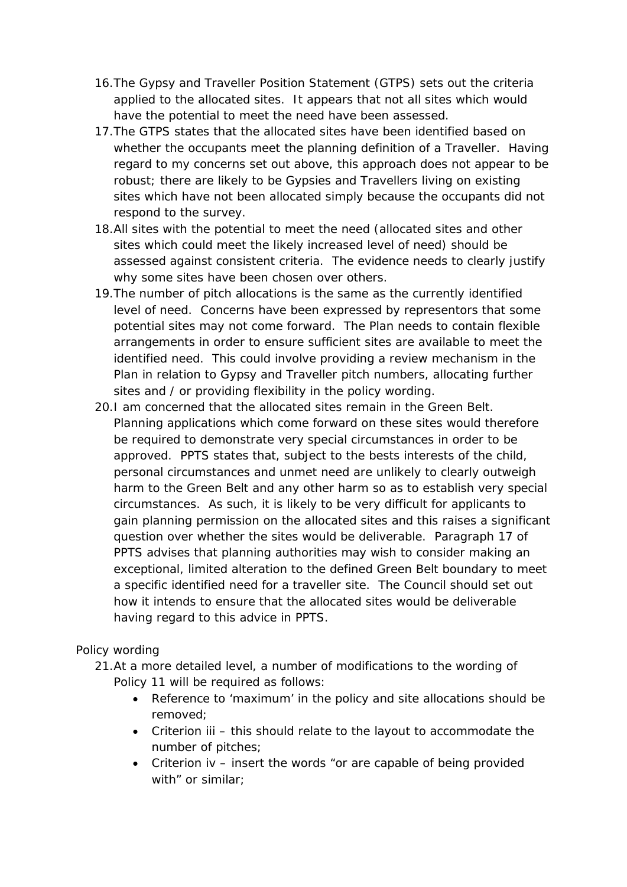16. The Gypsy and Traveller Position Statement (GTPS) sets out the criteria applied to the allocated sites. It appears that not all sites which would have the potential to meet the need have been assessed.
17. The GTPS states that the allocated sites have been identified based on whether the occupants meet the planning definition of a Traveller. Having regard to my concerns set out above, this approach does not appear to be robust; there are likely to be Gypsies and Travellers living on existing sites which have not been allocated simply because the occupants did not respond to the survey.
18. All sites with the potential to meet the need (allocated sites and other sites which could meet the likely increased level of need) should be assessed against consistent criteria. The evidence needs to clearly justify why some sites have been chosen over others.
19. The number of pitch allocations is the same as the currently identified level of need. Concerns have been expressed by representors that some potential sites may not come forward. The Plan needs to contain flexible arrangements in order to ensure sufficient sites are available to meet the identified need. This could involve providing a review mechanism in the Plan in relation to Gypsy and Traveller pitch numbers, allocating further sites and / or providing flexibility in the policy wording.
20. I am concerned that the allocated sites remain in the Green Belt. Planning applications which come forward on these sites would therefore be required to demonstrate very special circumstances in order to be approved. PPTS states that, subject to the bests interests of the child, personal circumstances and unmet need are unlikely to clearly outweigh harm to the Green Belt and any other harm so as to establish very special circumstances. As such, it is likely to be very difficult for applicants to gain planning permission on the allocated sites and this raises a significant question over whether the sites would be deliverable. Paragraph 17 of PPTS advises that planning authorities may wish to consider making an exceptional, limited alteration to the defined Green Belt boundary to meet a specific identified need for a traveller site. The Council should set out how it intends to ensure that the allocated sites would be deliverable having regard to this advice in PPTS.

Policy wording

21. At a more detailed level, a number of modifications to the wording of Policy 11 will be required as follows:
    - Reference to 'maximum' in the policy and site allocations should be removed;
    - Criterion iii – this should relate to the layout to accommodate the number of pitches;
    - Criterion iv – insert the words "or are capable of being provided with" or similar;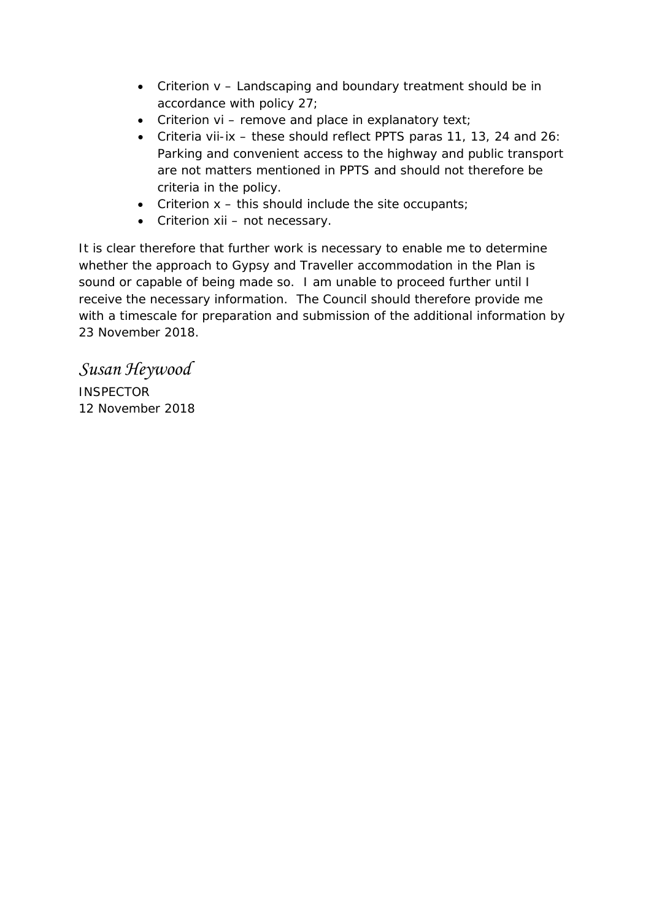- Criterion v – Landscaping and boundary treatment should be in accordance with policy 27;
- Criterion vi – remove and place in explanatory text;
- Criteria vii-ix – these should reflect PPTS paras 11, 13, 24 and 26: Parking and convenient access to the highway and public transport are not matters mentioned in PPTS and should not therefore be criteria in the policy.
- Criterion x – this should include the site occupants;
- Criterion xii – not necessary.

It is clear therefore that further work is necessary to enable me to determine whether the approach to Gypsy and Traveller accommodation in the Plan is sound or capable of being made so. I am unable to proceed further until I receive the necessary information. The Council should therefore provide me with a timescale for preparation and submission of the additional information by 23 November 2018.

*Susan Heywood*

INSPECTOR
12 November 2018